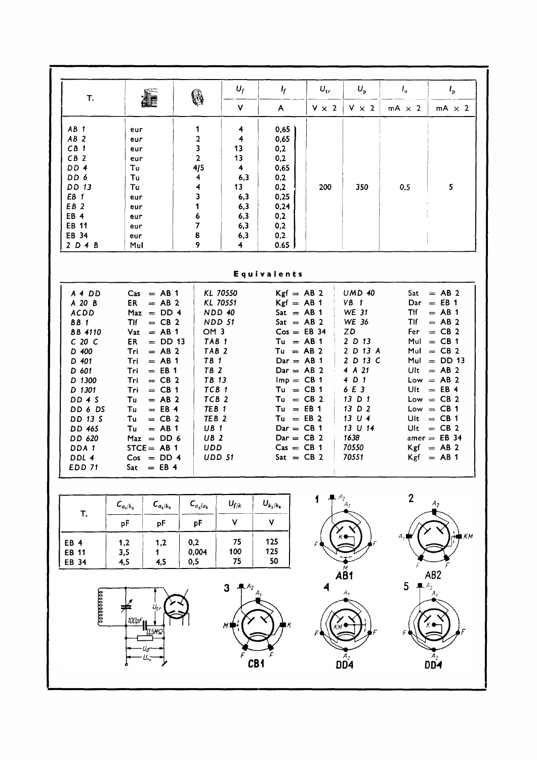| T. | | | $U_f$ | $I_f$ | $U_{tr}$ | $U_p$ | $I_o$ | $I_p$ |
|---|---|---|---|---|---|---|---|---|
| | | | V | A | V × 2 | V × 2 | mA × 2 | mA × 2 |
| AB 1 | eur | 1 | 4 | 0,65 | | | | |
| AB 2 | eur | 2 | 4 | 0,65 | | | | |
| CB 1 | eur | 3 | 13 | 0,2 | | | | |
| CB 2 | eur | 2 | 13 | 0,2 | | | | |
| DD 4 | Tu | 4/5 | 4 | 0,65 | | | | |
| DD 6 | Tu | 4 | 6,3 | 0,2 | | | | |
| DD 13 | Tu | 4 | 13 | 0,2 | 200 | 350 | 0,5 | 5 |
| EB 1 | eur | 3 | 6,3 | 0,25 | | | | |
| EB 2 | eur | 1 | 6,3 | 0,24 | | | | |
| EB 4 | eur | 6 | 6,3 | 0,2 | | | | |
| EB 11 | eur | 7 | 6,3 | 0,2 | | | | |
| EB 34 | eur | 8 | 6,3 | 0,2 | | | | |
| 2 D 4 B | Mul | 9 | 4 | 0,65 | | | | |

## Equivalents

| | | | | | |
|---|---|---|---|---|---|
| A 4 DD | Cas = AB 1 | KL 70550 | Kgf = AB 2 | UMD 40 | Sat = AB 2 |
| A 20 B | ER = AB 2 | KL 70551 | Kgf = AB 1 | VB 1 | Dar = EB 1 |
| ACDD | Maz = DD 4 | NDD 40 | Sat = AB 1 | WE 31 | Tlf = AB 1 |
| BB 1 | Tlf = CB 2 | NDD 51 | Sat = AB 2 | WE 36 | Tlf = AB 2 |
| BB 4110 | Vat = AB 1 | OM 3 | Cos = EB 34 | ZD | Fer = CB 2 |
| C 20 C | ER = DD 13 | TAB 1 | Tu = AB 1 | 2 D 13 | Mul = CB 1 |
| D 400 | Tri = AB 2 | TAB 2 | Tu = AB 2 | 2 D 13 A | Mul = CB 2 |
| D 401 | Tri = AB 1 | TB 1 | Dar = AB 1 | 2 D 13 C | Mul = DD 13 |
| D 601 | Tri = EB 1 | TB 2 | Dar = AB 2 | 4 A 21 | Ult = AB 2 |
| D 1300 | Tri = CB 2 | TB 13 | Imp = CB 1 | 4 D 1 | Low = AB 2 |
| D 1301 | Tri = CB 1 | TCB 1 | Tu = CB 1 | 6 E 3 | Ult = EB 4 |
| DD 4 S | Tu = AB 2 | TCB 2 | Tu = CB 2 | 13 D 1 | Low = CB 2 |
| DD 6 DS | Tu = EB 4 | TEB 1 | Tu = EB 1 | 13 D 2 | Low = CB 1 |
| DD 13 S | Tu = CB 2 | TEB 2 | Tu = EB 2 | 13 U 4 | Ult = CB 1 |
| DD 465 | Tu = AB 1 | UB 1 | Dar = CB 1 | 13 U 14 | Ult = CB 2 |
| DD 620 | Maz = DD 6 | UB 2 | Dar = CB 2 | 1638 | amer = EB 34 |
| DDA 1 | STCE = AB 1 | UDD | Cas = CB 1 | 70550 | Kgf = AB 2 |
| DDL 4 | Cos = DD 4 | UDD 51 | Sat = CB 2 | 70551 | Kgf = AB 1 |
| EDD 71 | Sat = EB 4 | | | | |

| T. | $C_{a_1/k_1}$ | $C_{a_2/k_2}$ | $C_{a_1/a_2}$ | $U_{f/k}$ | $U_{k_1/k_2}$ |
|---|---|---|---|---|---|
| | pF | pF | pF | V | V |
| EB 4 | 1,2 | 1,2 | 0,2 | 75 | 125 |
| EB 11 | 3,5 | 1 | 0,004 | 100 | 125 |
| EB 34 | 4,5 | 4,5 | 0,5 | 75 | 50 |

1 AB1 — 2 AB2 — 3 CB1 — 4 DD4 — 5 DD4

$U_{tr}$, 100pF, 0,5MΩ, $U_=$, $U_\sim$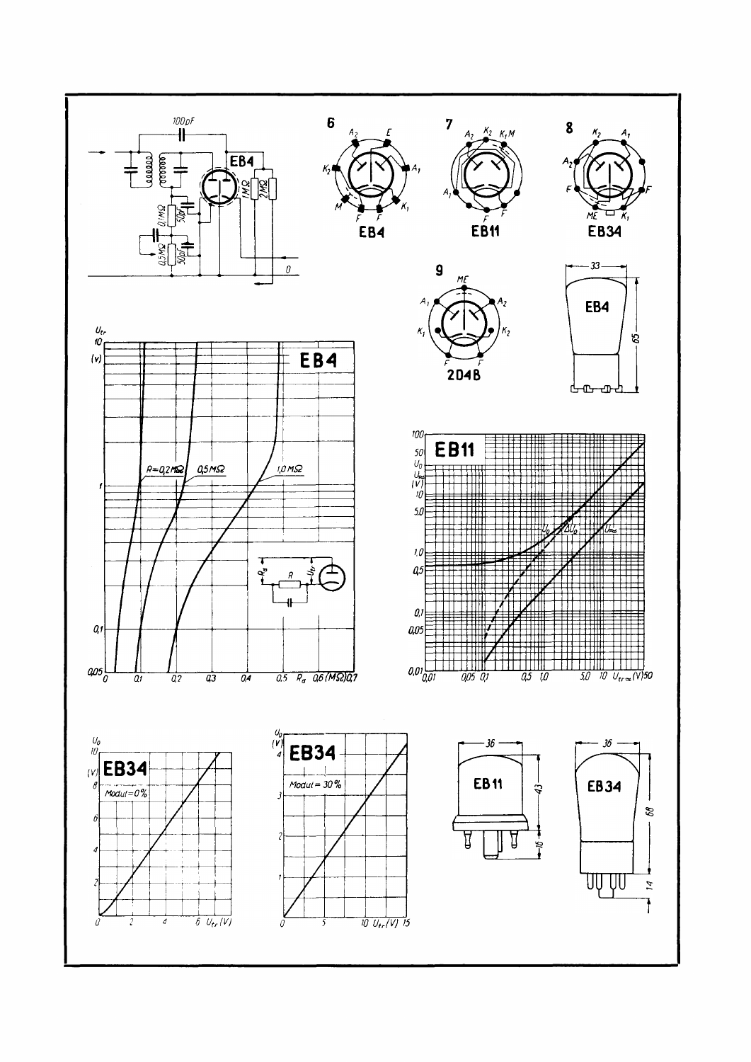100 pF

EB4

0,1 MΩ

50 pF

0,5 MΩ

50 pF

1 MΩ

2 MΩ

0

6

$A_2$ E $K_2$ $A_1$ M F F $K_1$

EB4

7

$A_2$ $K_2$ $K_1$M $A_1$ F F

EB11

8

$K_2$ $A_1$ $A_2$ F F ME $K_1$

EB34

9

ME $A_1$ $A_2$ $K_1$ $K_2$ F F

2D4B

33

EB4

65

$U_{tr}$ 10 (V)

EB4

R=0,2 MΩ

0,5 MΩ

1,0 MΩ

$R_a$ R $U_{tr}$

1

0,1

0,05 0 0,1 0,2 0,3 0,4 0,5 $R_a$ 0,6 (MΩ) 0,7

100 50 $U_0$ $U_{\approx}$ (V) 10 5,0 1,0 0,5 0,1 0,05 0,01

EB11

$U_0$ $\Delta U_0$ $U_{\approx}$

0,01 0,05 0,1 0,5 1,0 5,0 10 $U_{tr\approx}$ (V) 50

$U_0$ 10 (V) 8 6 4 2

EB34

Modul = 0%

0 2 4 6 $U_{tr}$ (V)

$U_0$ (V) 4 3 2 1

EB34

Modul = 30%

0 5 10 $U_{tr}$ (V) 15

36

EB11

43

16

36

EB34

68

14